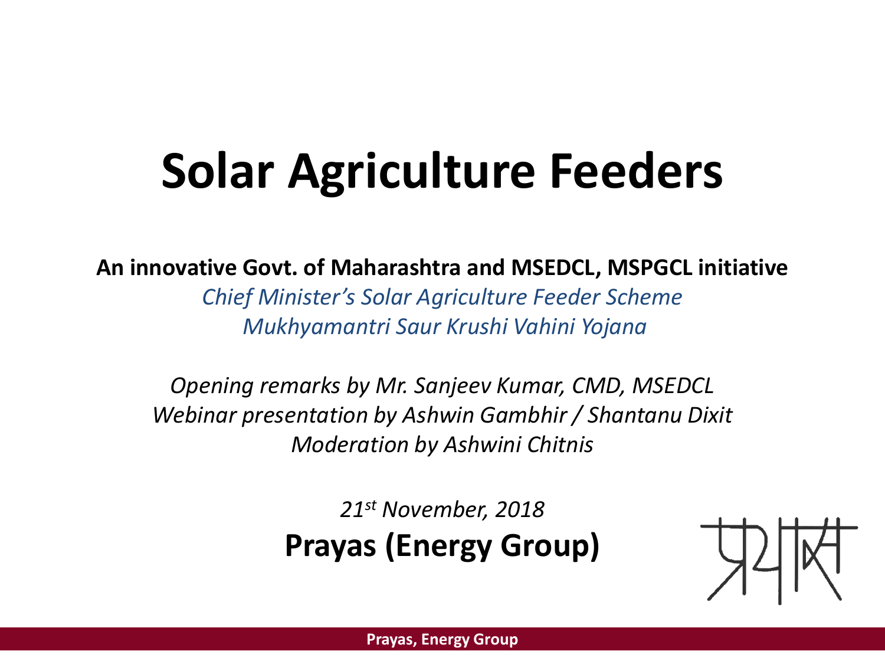# Solar Agriculture Feeders

**An innovative Govt. of Maharashtra and MSEDCL, MSPGCL initiative**

*Chief Minister's Solar Agriculture Feeder Scheme*
*Mukhyamantri Saur Krushi Vahini Yojana*

*Opening remarks by Mr. Sanjeev Kumar, CMD, MSEDCL*
*Webinar presentation by Ashwin Gambhir / Shantanu Dixit*
*Moderation by Ashwini Chitnis*

*21st November, 2018*

**Prayas (Energy Group)**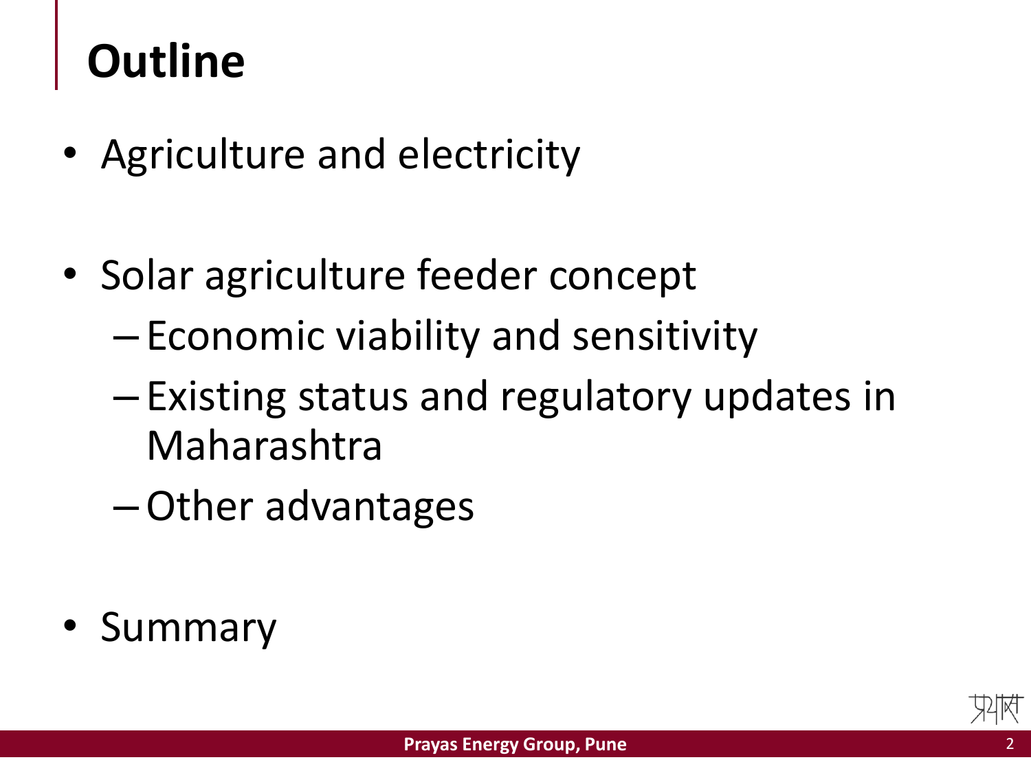# Outline

- Agriculture and electricity
- Solar agriculture feeder concept
  - Economic viability and sensitivity
  - Existing status and regulatory updates in Maharashtra
  - Other advantages
- Summary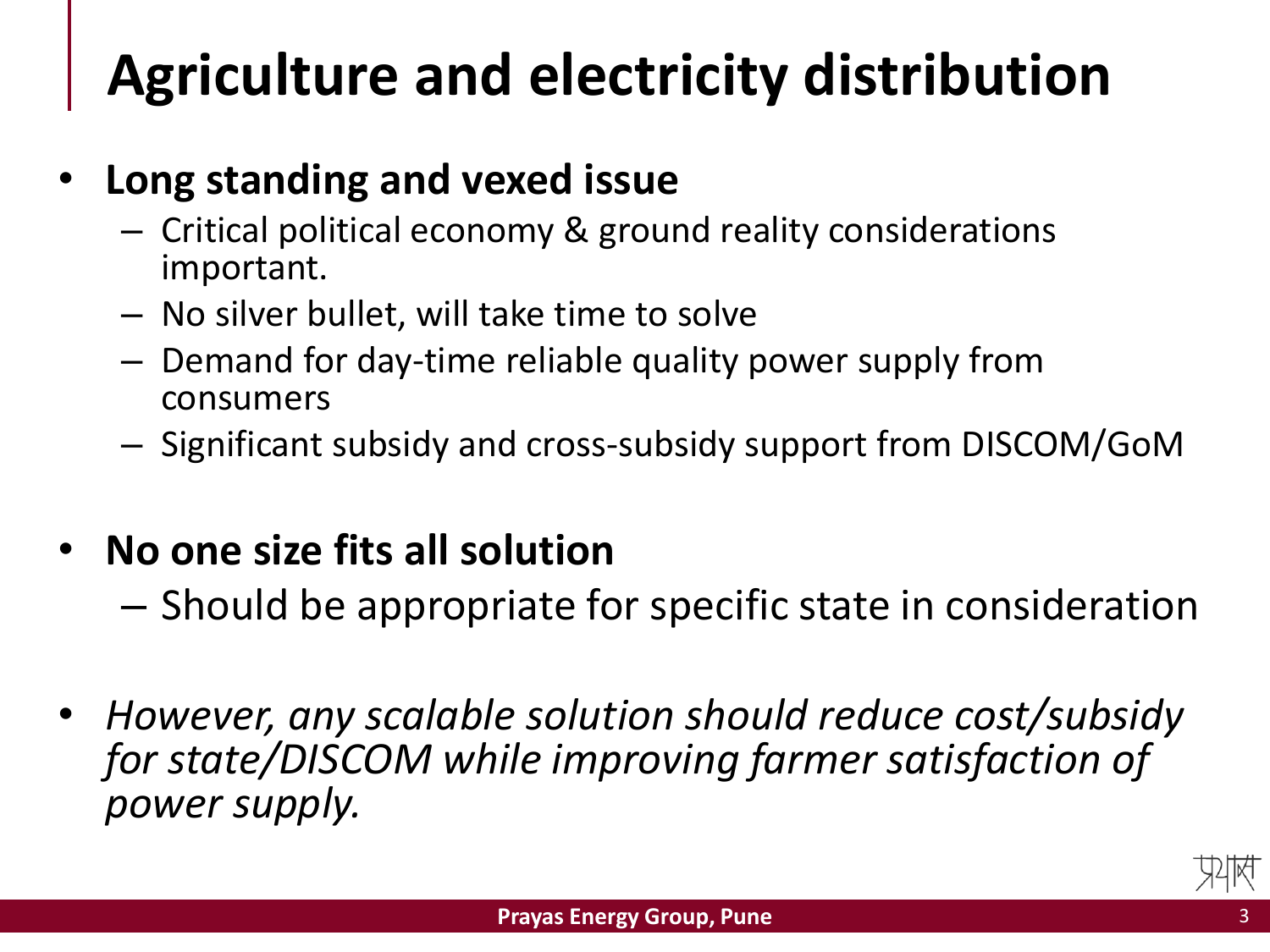# Agriculture and electricity distribution

- **Long standing and vexed issue**
  - Critical political economy & ground reality considerations important.
  - No silver bullet, will take time to solve
  - Demand for day-time reliable quality power supply from consumers
  - Significant subsidy and cross-subsidy support from DISCOM/GoM
- **No one size fits all solution**
  - Should be appropriate for specific state in consideration
- *However, any scalable solution should reduce cost/subsidy for state/DISCOM while improving farmer satisfaction of power supply.*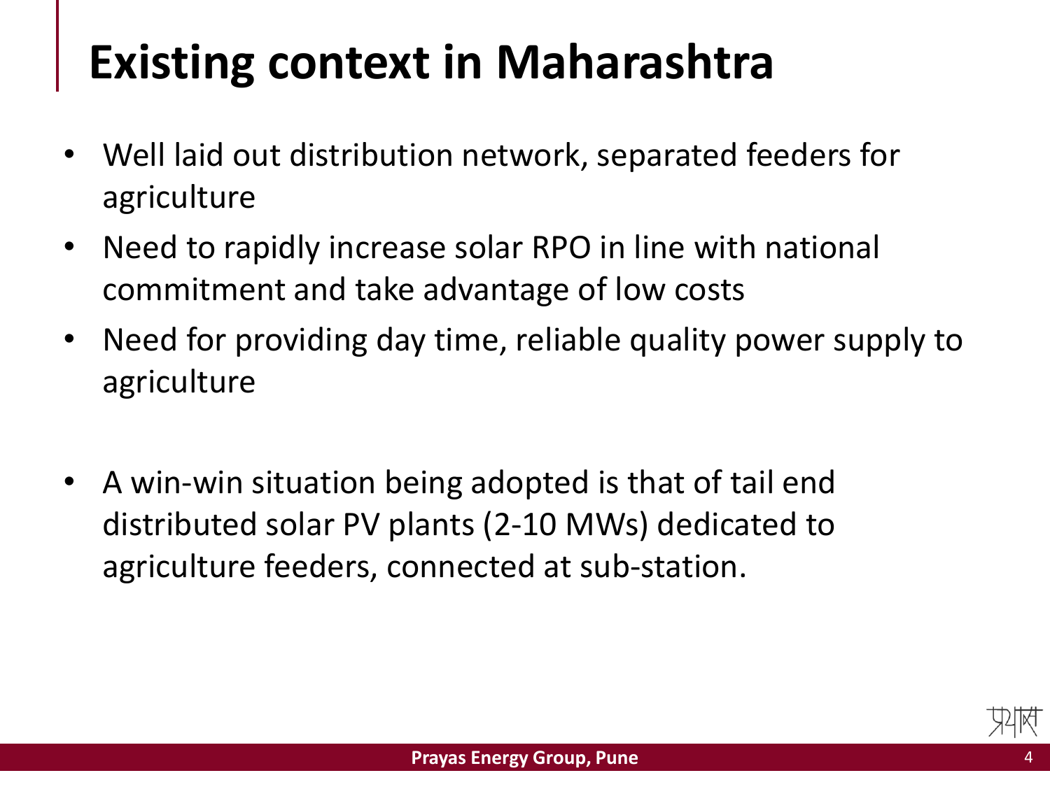# Existing context in Maharashtra

- Well laid out distribution network, separated feeders for agriculture
- Need to rapidly increase solar RPO in line with national commitment and take advantage of low costs
- Need for providing day time, reliable quality power supply to agriculture

- A win-win situation being adopted is that of tail end distributed solar PV plants (2-10 MWs) dedicated to agriculture feeders, connected at sub-station.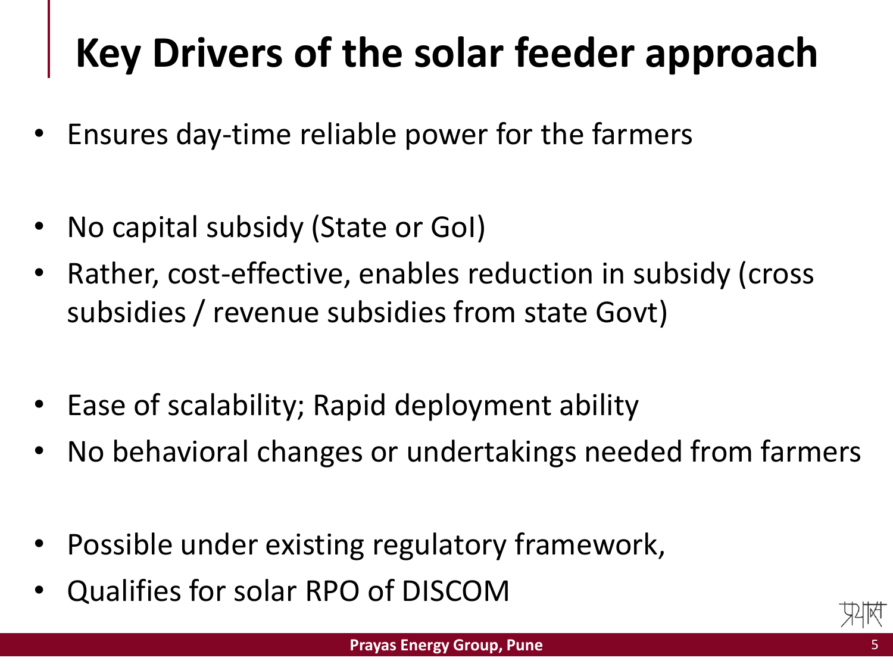# Key Drivers of the solar feeder approach

- Ensures day-time reliable power for the farmers

- No capital subsidy (State or GoI)
- Rather, cost-effective, enables reduction in subsidy (cross subsidies / revenue subsidies from state Govt)

- Ease of scalability; Rapid deployment ability
- No behavioral changes or undertakings needed from farmers

- Possible under existing regulatory framework,
- Qualifies for solar RPO of DISCOM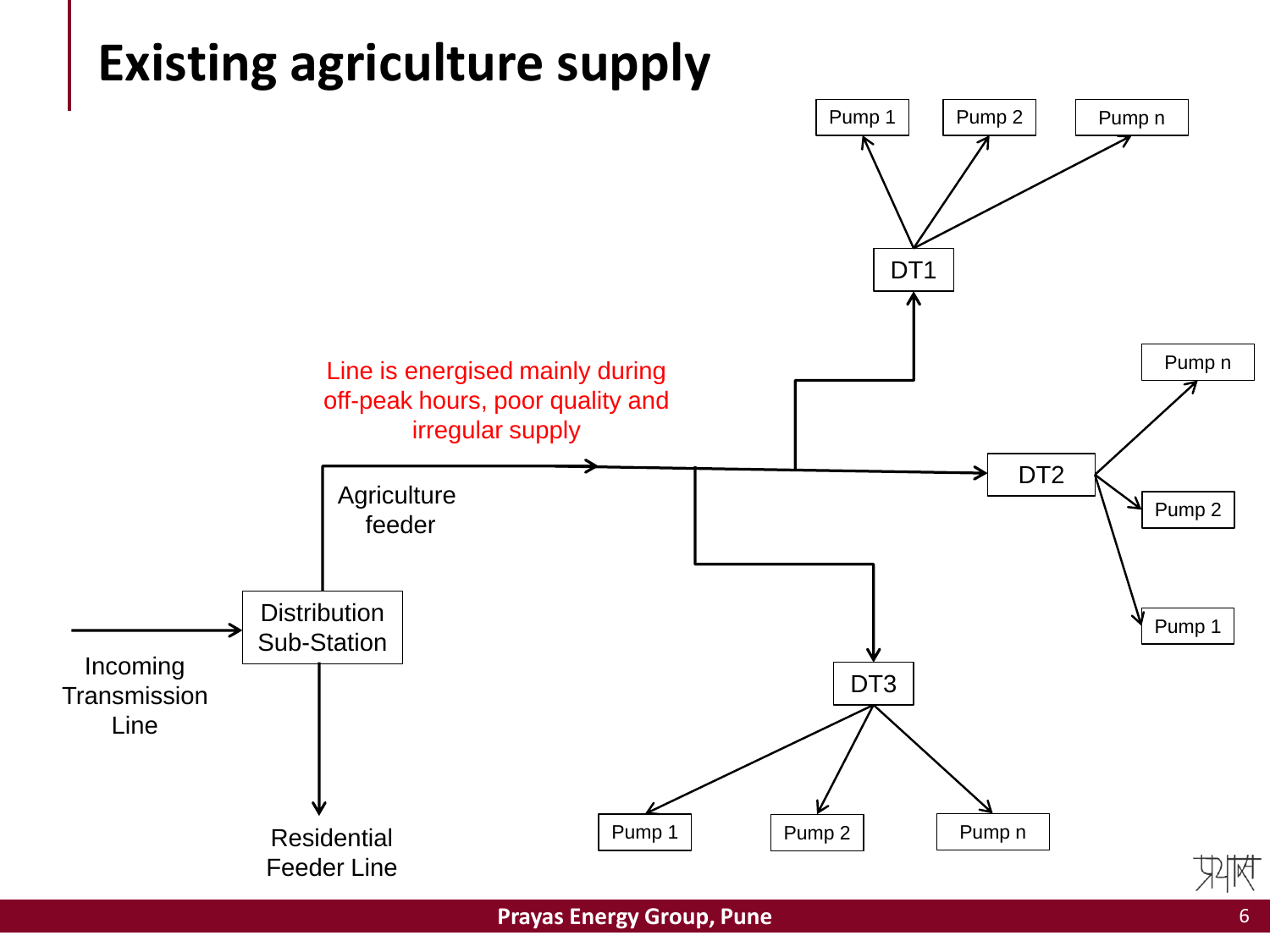# Existing agriculture supply

Line is energised mainly during off-peak hours, poor quality and irregular supply

Agriculture feeder

Distribution Sub-Station

Incoming Transmission Line

Residential Feeder Line

DT1

Pump 1

Pump 2

Pump n

DT2

Pump n

Pump 2

Pump 1

DT3

Pump 1

Pump 2

Pump n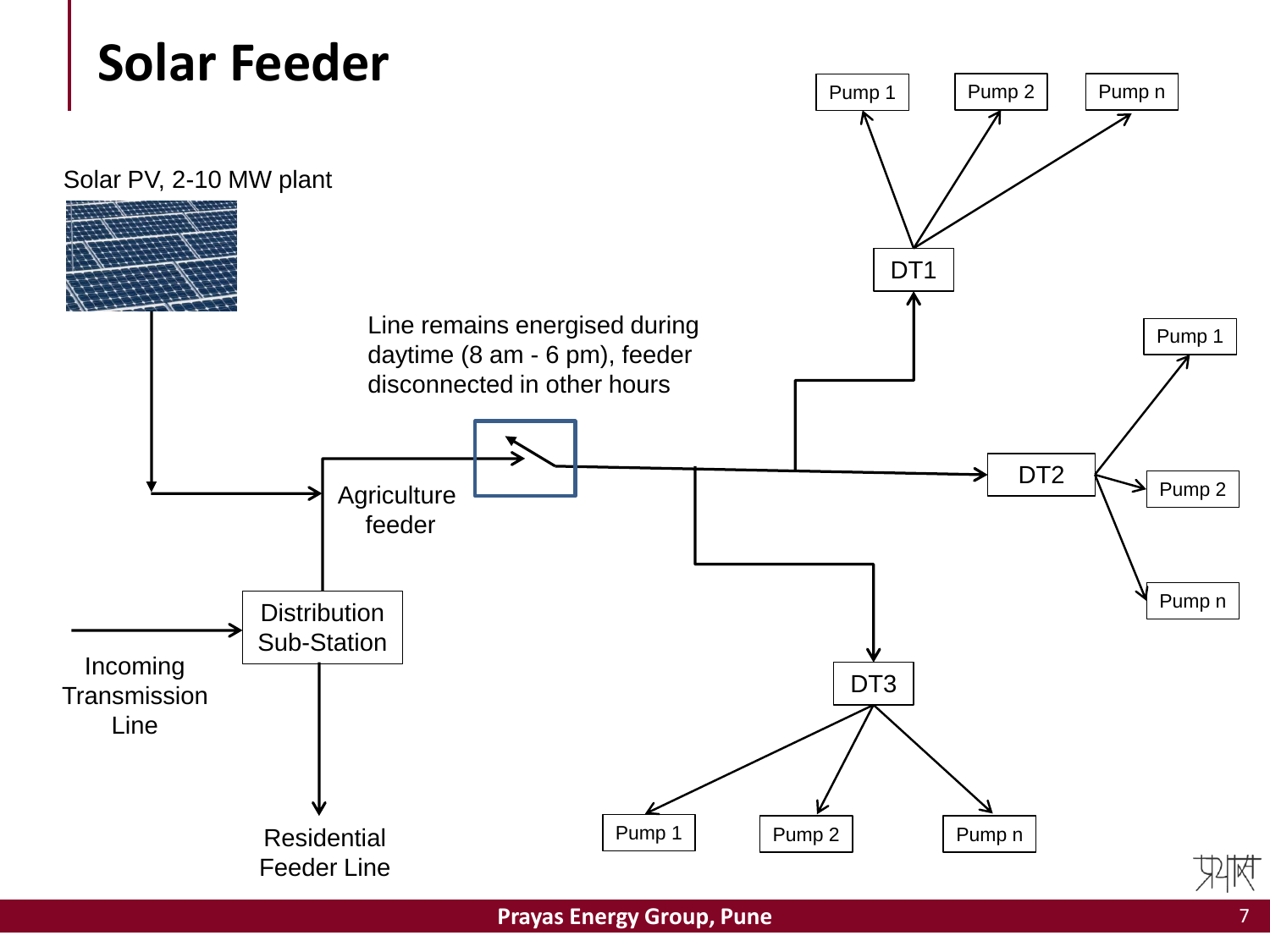# Solar Feeder

Solar PV, 2-10 MW plant

Line remains energised during daytime (8 am - 6 pm), feeder disconnected in other hours

Agriculture feeder

Distribution Sub-Station

Incoming Transmission Line

Residential Feeder Line

DT1

Pump 1

Pump 2

Pump n

DT2

Pump 1

Pump 2

Pump n

DT3

Pump 1

Pump 2

Pump n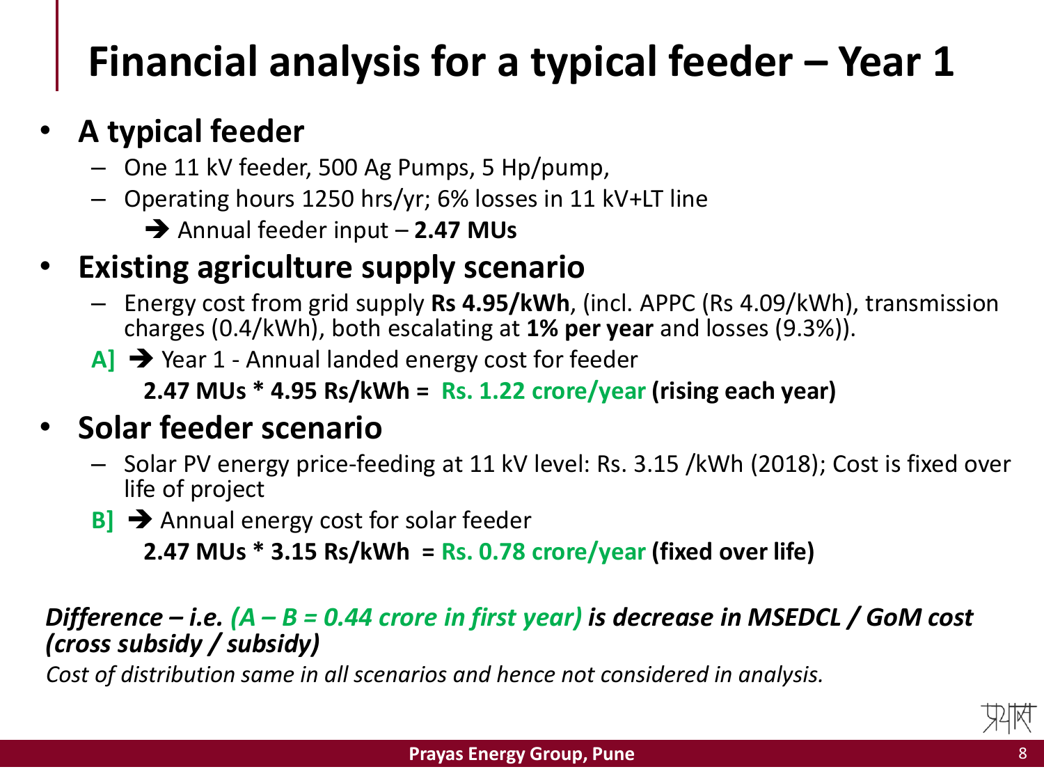# Financial analysis for a typical feeder – Year 1

- **A typical feeder**
  - One 11 kV feeder, 500 Ag Pumps, 5 Hp/pump,
  - Operating hours 1250 hrs/yr; 6% losses in 11 kV+LT line
    - ➔ Annual feeder input – **2.47 MUs**
- **Existing agriculture supply scenario**
  - Energy cost from grid supply **Rs 4.95/kWh**, (incl. APPC (Rs 4.09/kWh), transmission charges (0.4/kWh), both escalating at **1% per year** and losses (9.3%)).
  - A] ➔ Year 1 - Annual landed energy cost for feeder

    **2.47 MUs * 4.95 Rs/kWh = Rs. 1.22 crore/year (rising each year)**
- **Solar feeder scenario**
  - Solar PV energy price-feeding at 11 kV level: Rs. 3.15 /kWh (2018); Cost is fixed over life of project
  - B] ➔ Annual energy cost for solar feeder

    **2.47 MUs * 3.15 Rs/kWh = Rs. 0.78 crore/year (fixed over life)**

***Difference – i.e. (A – B = 0.44 crore in first year) is decrease in MSEDCL / GoM cost (cross subsidy / subsidy)***

*Cost of distribution same in all scenarios and hence not considered in analysis.*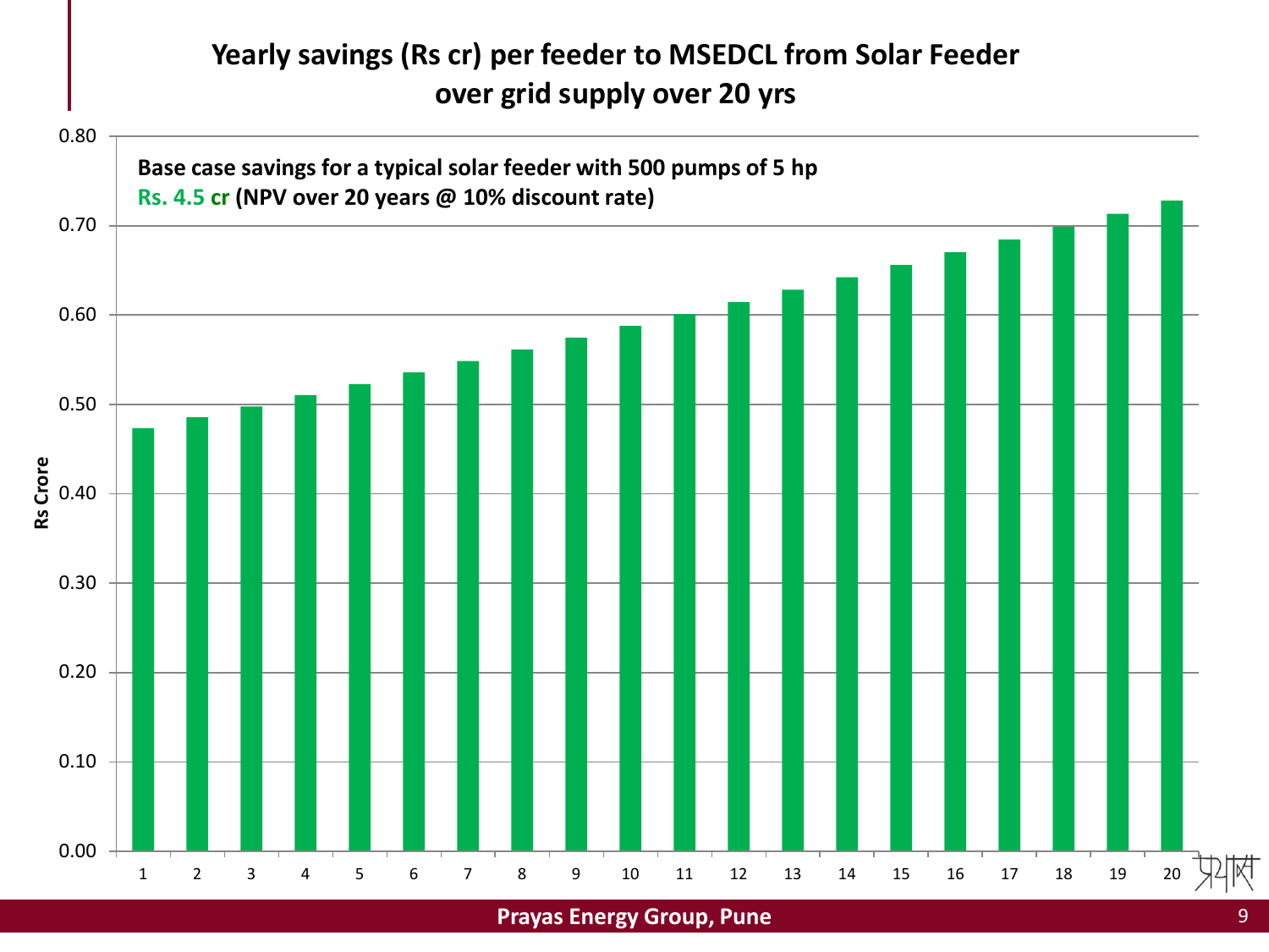## Yearly savings (Rs cr) per feeder to MSEDCL from Solar Feeder over grid supply over 20 yrs

**Base case savings for a typical solar feeder with 500 pumps of 5 hp**
**Rs. 4.5 cr (NPV over 20 years @ 10% discount rate)**

Rs Crore

0.80
0.70
0.60
0.50
0.40
0.30
0.20
0.10
0.00

1 2 3 4 5 6 7 8 9 10 11 12 13 14 15 16 17 18 19 20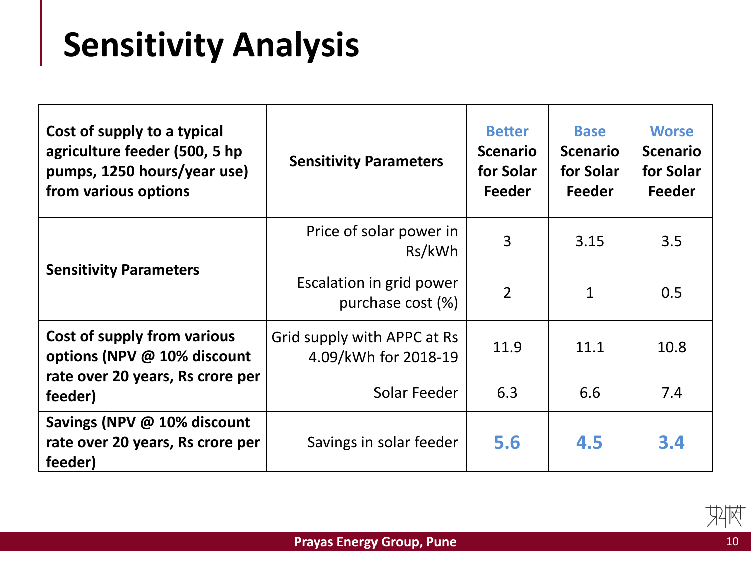# Sensitivity Analysis

| Cost of supply to a typical agriculture feeder (500, 5 hp pumps, 1250 hours/year use) from various options | Sensitivity Parameters | Better Scenario for Solar Feeder | Base Scenario for Solar Feeder | Worse Scenario for Solar Feeder |
|---|---|---|---|---|
| **Sensitivity Parameters** | Price of solar power in Rs/kWh | 3 | 3.15 | 3.5 |
| | Escalation in grid power purchase cost (%) | 2 | 1 | 0.5 |
| **Cost of supply from various options (NPV @ 10% discount rate over 20 years, Rs crore per feeder)** | Grid supply with APPC at Rs 4.09/kWh for 2018-19 | 11.9 | 11.1 | 10.8 |
| | Solar Feeder | 6.3 | 6.6 | 7.4 |
| **Savings (NPV @ 10% discount rate over 20 years, Rs crore per feeder)** | Savings in solar feeder | **5.6** | **4.5** | **3.4** |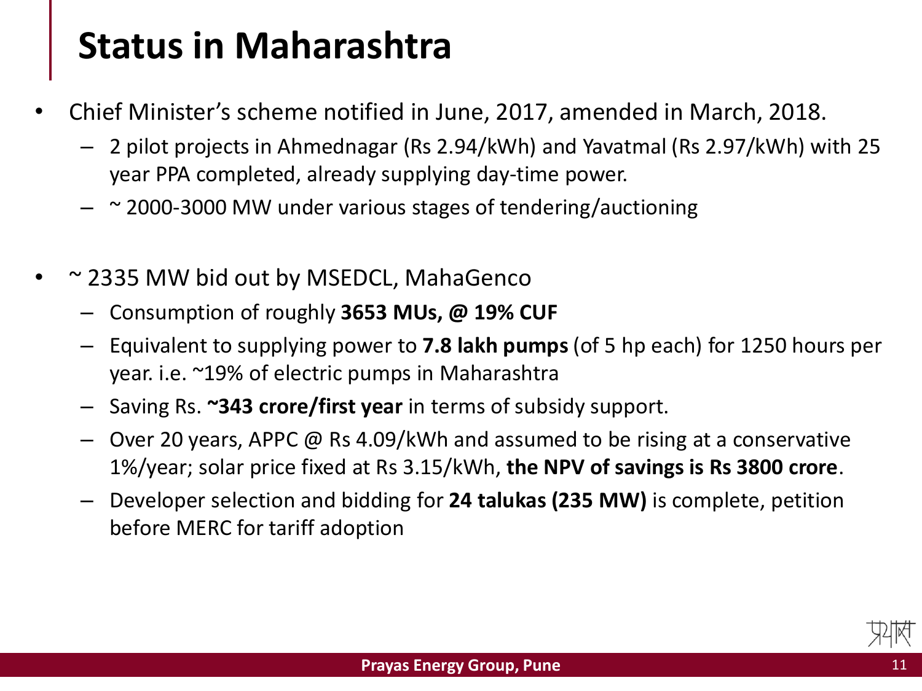# Status in Maharashtra

- Chief Minister's scheme notified in June, 2017, amended in March, 2018.
  - 2 pilot projects in Ahmednagar (Rs 2.94/kWh) and Yavatmal (Rs 2.97/kWh) with 25 year PPA completed, already supplying day-time power.
  - ~ 2000-3000 MW under various stages of tendering/auctioning

- ~ 2335 MW bid out by MSEDCL, MahaGenco
  - Consumption of roughly **3653 MUs, @ 19% CUF**
  - Equivalent to supplying power to **7.8 lakh pumps** (of 5 hp each) for 1250 hours per year. i.e. ~19% of electric pumps in Maharashtra
  - Saving Rs. **~343 crore/first year** in terms of subsidy support.
  - Over 20 years, APPC @ Rs 4.09/kWh and assumed to be rising at a conservative 1%/year; solar price fixed at Rs 3.15/kWh, **the NPV of savings is Rs 3800 crore**.
  - Developer selection and bidding for **24 talukas (235 MW)** is complete, petition before MERC for tariff adoption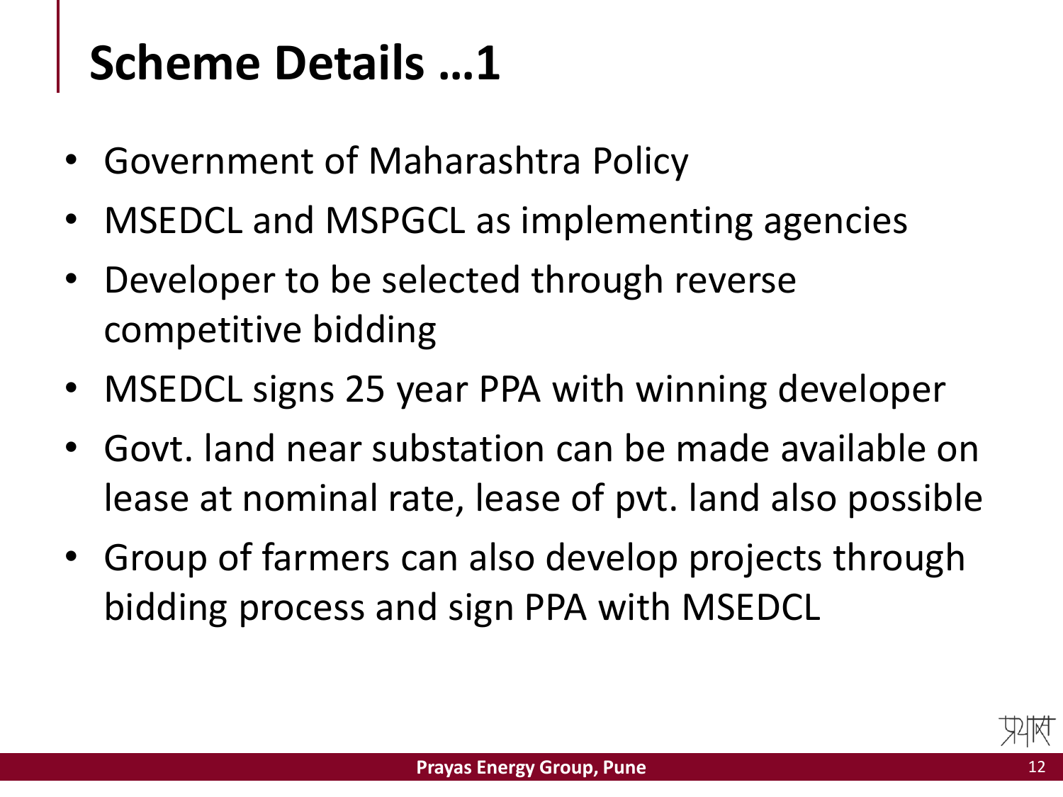# Scheme Details …1

- Government of Maharashtra Policy
- MSEDCL and MSPGCL as implementing agencies
- Developer to be selected through reverse competitive bidding
- MSEDCL signs 25 year PPA with winning developer
- Govt. land near substation can be made available on lease at nominal rate, lease of pvt. land also possible
- Group of farmers can also develop projects through bidding process and sign PPA with MSEDCL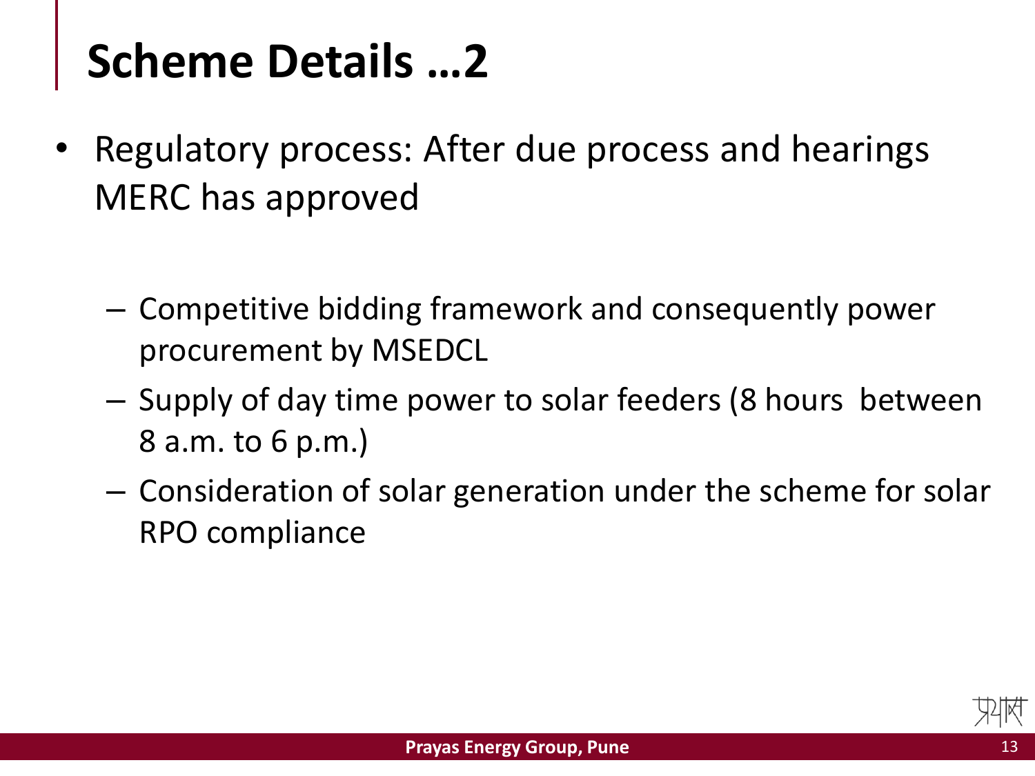# Scheme Details …2

- Regulatory process: After due process and hearings MERC has approved
  - Competitive bidding framework and consequently power procurement by MSEDCL
  - Supply of day time power to solar feeders (8 hours between 8 a.m. to 6 p.m.)
  - Consideration of solar generation under the scheme for solar RPO compliance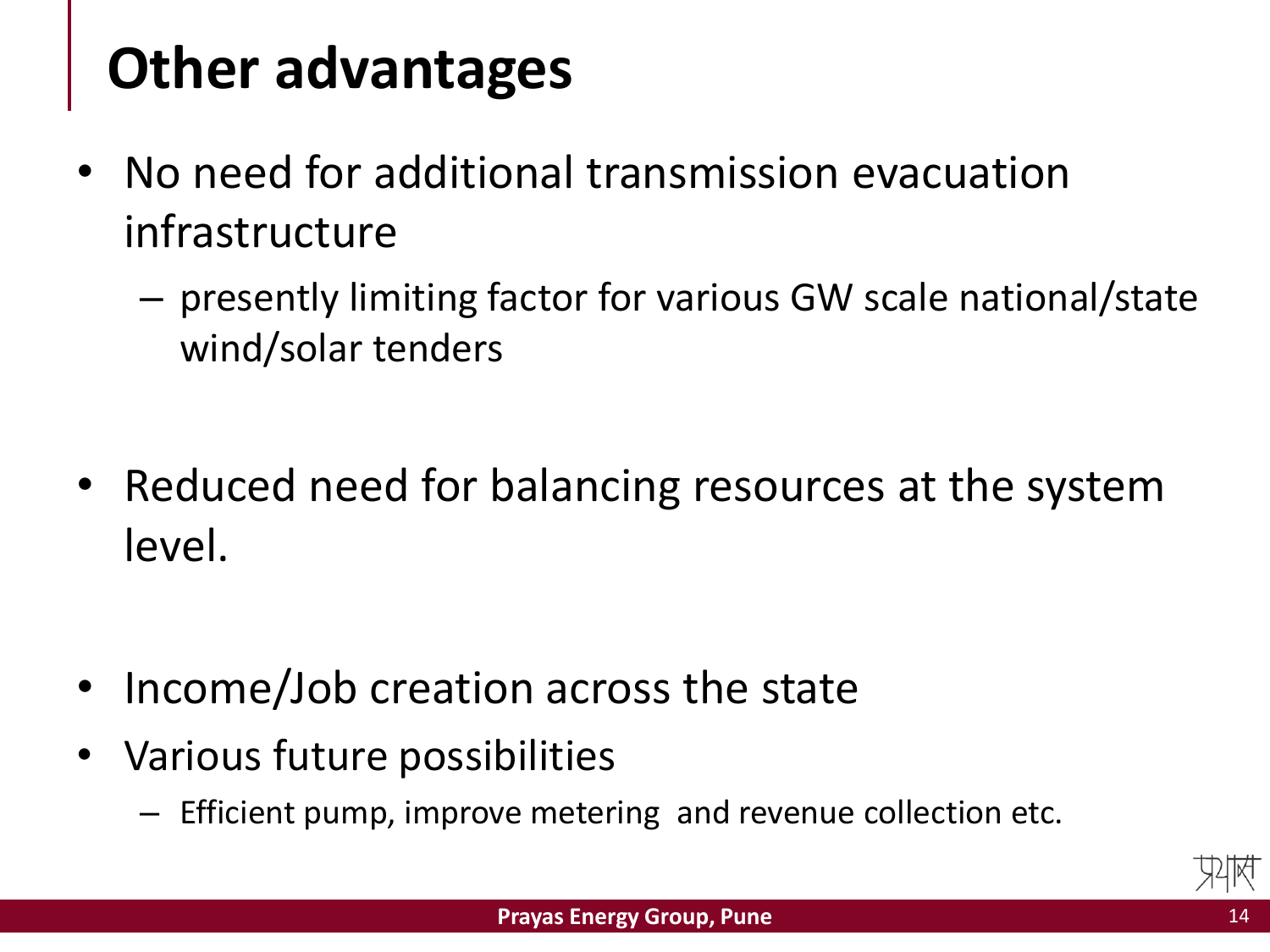# Other advantages

- No need for additional transmission evacuation infrastructure
  - presently limiting factor for various GW scale national/state wind/solar tenders
- Reduced need for balancing resources at the system level.
- Income/Job creation across the state
- Various future possibilities
  - Efficient pump, improve metering  and revenue collection etc.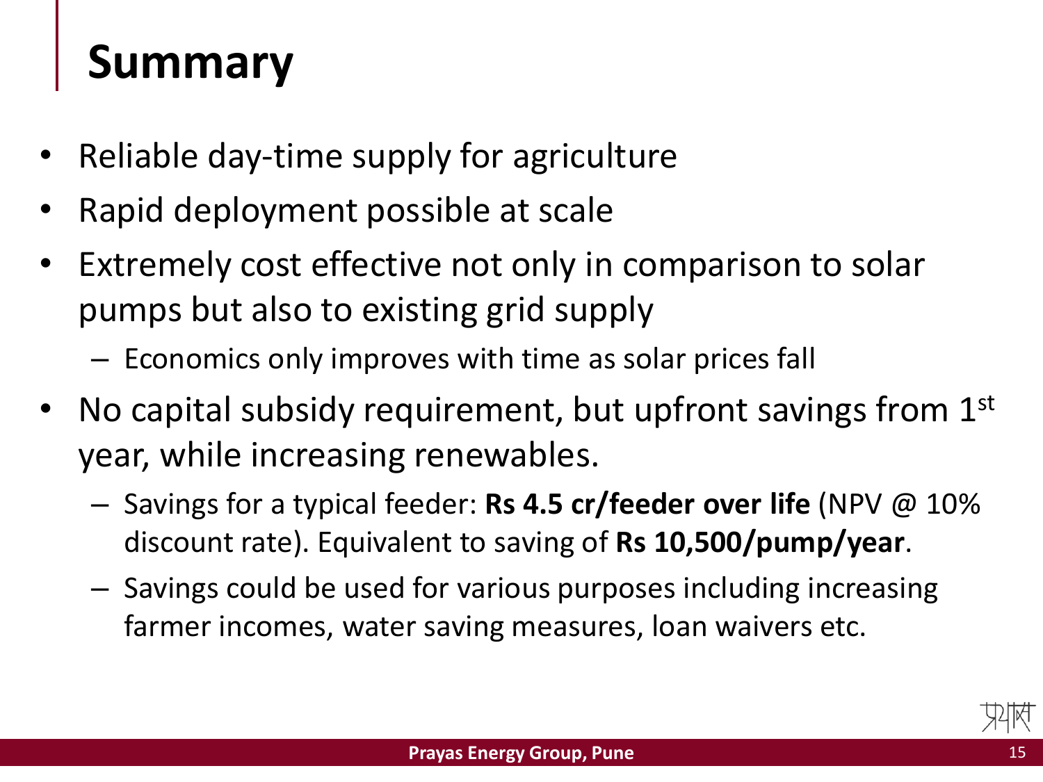# Summary

- Reliable day-time supply for agriculture
- Rapid deployment possible at scale
- Extremely cost effective not only in comparison to solar pumps but also to existing grid supply
  - Economics only improves with time as solar prices fall
- No capital subsidy requirement, but upfront savings from 1st year, while increasing renewables.
  - Savings for a typical feeder: **Rs 4.5 cr/feeder over life** (NPV @ 10% discount rate). Equivalent to saving of **Rs 10,500/pump/year**.
  - Savings could be used for various purposes including increasing farmer incomes, water saving measures, loan waivers etc.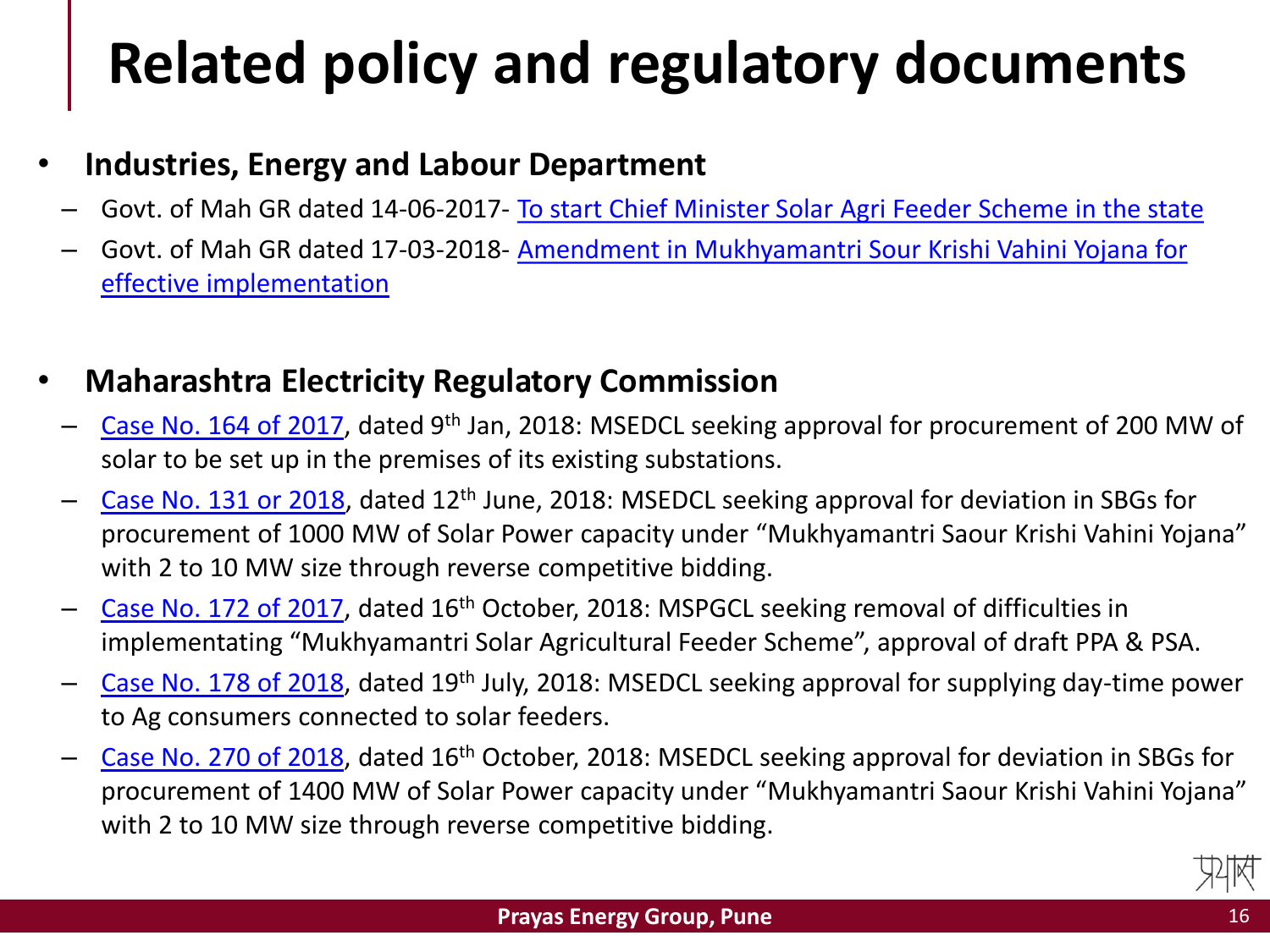# Related policy and regulatory documents

- **Industries, Energy and Labour Department**
  - Govt. of Mah GR dated 14-06-2017- To start Chief Minister Solar Agri Feeder Scheme in the state
  - Govt. of Mah GR dated 17-03-2018- Amendment in Mukhyamantri Sour Krishi Vahini Yojana for effective implementation

- **Maharashtra Electricity Regulatory Commission**
  - Case No. 164 of 2017, dated 9th Jan, 2018: MSEDCL seeking approval for procurement of 200 MW of solar to be set up in the premises of its existing substations.
  - Case No. 131 or 2018, dated 12th June, 2018: MSEDCL seeking approval for deviation in SBGs for procurement of 1000 MW of Solar Power capacity under "Mukhyamantri Saour Krishi Vahini Yojana" with 2 to 10 MW size through reverse competitive bidding.
  - Case No. 172 of 2017, dated 16th October, 2018: MSPGCL seeking removal of difficulties in implementating "Mukhyamantri Solar Agricultural Feeder Scheme", approval of draft PPA & PSA.
  - Case No. 178 of 2018, dated 19th July, 2018: MSEDCL seeking approval for supplying day-time power to Ag consumers connected to solar feeders.
  - Case No. 270 of 2018, dated 16th October, 2018: MSEDCL seeking approval for deviation in SBGs for procurement of 1400 MW of Solar Power capacity under "Mukhyamantri Saour Krishi Vahini Yojana" with 2 to 10 MW size through reverse competitive bidding.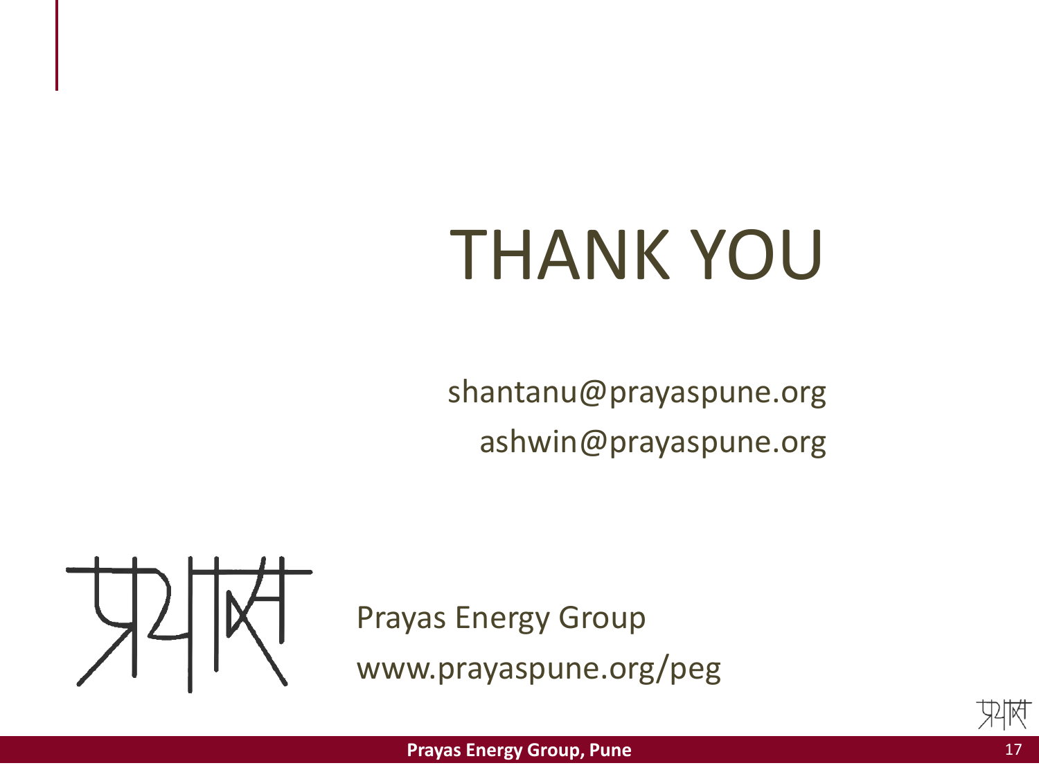# THANK YOU

shantanu@prayaspune.org
ashwin@prayaspune.org

Prayas Energy Group
www.prayaspune.org/peg